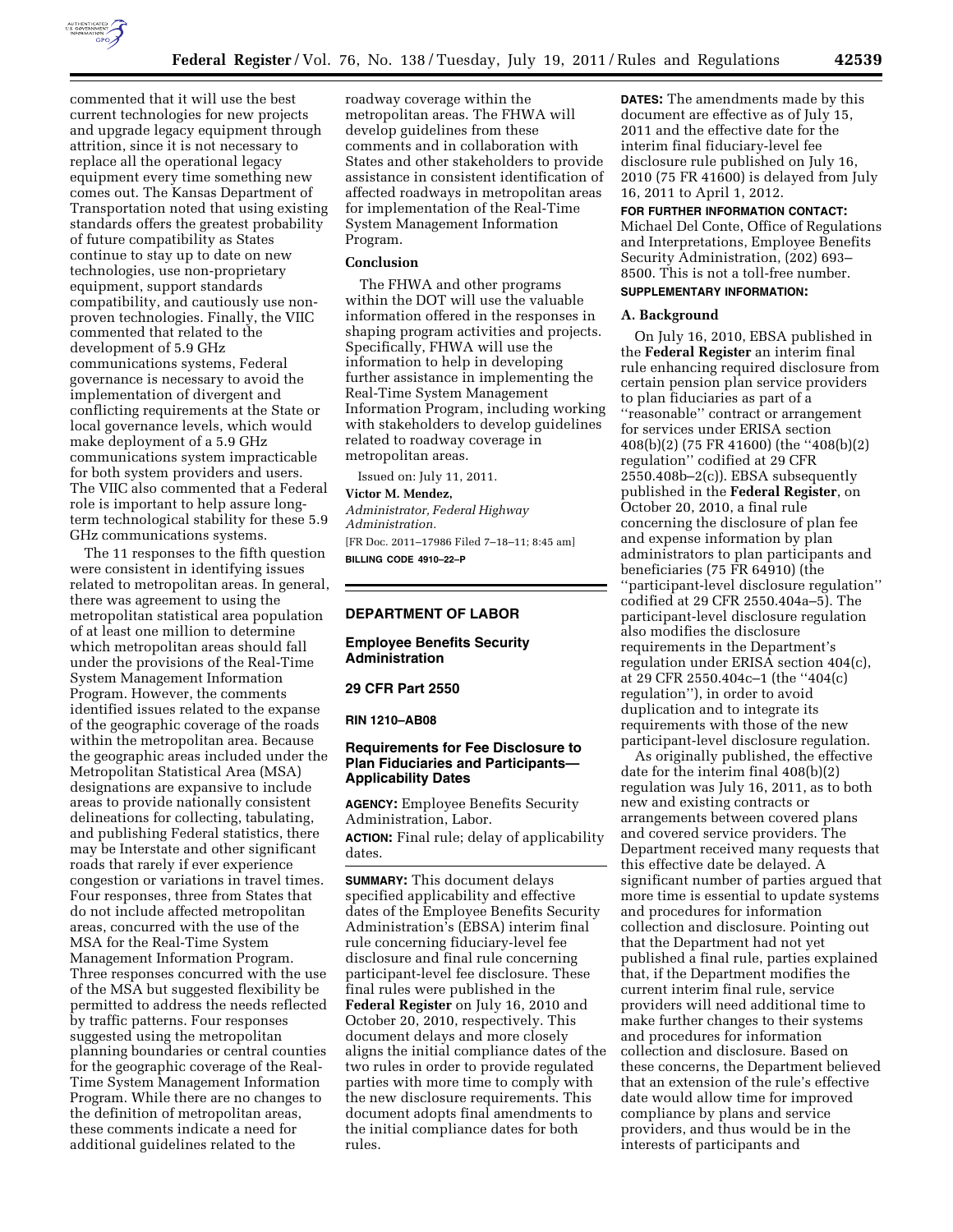commented that it will use the best current technologies for new projects and upgrade legacy equipment through attrition, since it is not necessary to replace all the operational legacy equipment every time something new comes out. The Kansas Department of Transportation noted that using existing standards offers the greatest probability of future compatibility as States continue to stay up to date on new technologies, use non-proprietary equipment, support standards compatibility, and cautiously use non-proven technologies. Finally, the VIIC commented that related to the development of 5.9 GHz communications systems, Federal governance is necessary to avoid the implementation of divergent and conflicting requirements at the State or local governance levels, which would make deployment of a 5.9 GHz communications system impracticable for both system providers and users. The VIIC also commented that a Federal role is important to help assure long-term technological stability for these 5.9 GHz communications systems.

The 11 responses to the fifth question were consistent in identifying issues related to metropolitan areas. In general, there was agreement to using the metropolitan statistical area population of at least one million to determine which metropolitan areas should fall under the provisions of the Real-Time System Management Information Program. However, the comments identified issues related to the expanse of the geographic coverage of the roads within the metropolitan area. Because the geographic areas included under the Metropolitan Statistical Area (MSA) designations are expansive to include areas to provide nationally consistent delineations for collecting, tabulating, and publishing Federal statistics, there may be Interstate and other significant roads that rarely if ever experience congestion or variations in travel times. Four responses, three from States that do not include affected metropolitan areas, concurred with the use of the MSA for the Real-Time System Management Information Program. Three responses concurred with the use of the MSA but suggested flexibility be permitted to address the needs reflected by traffic patterns. Four responses suggested using the metropolitan planning boundaries or central counties for the geographic coverage of the Real-Time System Management Information Program. While there are no changes to the definition of metropolitan areas, these comments indicate a need for additional guidelines related to the roadway coverage within the metropolitan areas. The FHWA will develop guidelines from these comments and in collaboration with States and other stakeholders to provide assistance in consistent identification of affected roadways in metropolitan areas for implementation of the Real-Time System Management Information Program.

### Conclusion

The FHWA and other programs within the DOT will use the valuable information offered in the responses in shaping program activities and projects. Specifically, FHWA will use the information to help in developing further assistance in implementing the Real-Time System Management Information Program, including working with stakeholders to develop guidelines related to roadway coverage in metropolitan areas.

Issued on: July 11, 2011.

**Victor M. Mendez,**

*Administrator, Federal Highway Administration.*

[FR Doc. 2011–17986 Filed 7–18–11; 8:45 am]

**BILLING CODE 4910–22–P**

## DEPARTMENT OF LABOR

## Employee Benefits Security Administration

## 29 CFR Part 2550

**RIN 1210–AB08**

## Requirements for Fee Disclosure to Plan Fiduciaries and Participants—Applicability Dates

**AGENCY:** Employee Benefits Security Administration, Labor.

**ACTION:** Final rule; delay of applicability dates.

**SUMMARY:** This document delays specified applicability and effective dates of the Employee Benefits Security Administration's (EBSA) interim final rule concerning fiduciary-level fee disclosure and final rule concerning participant-level fee disclosure. These final rules were published in the **Federal Register** on July 16, 2010 and October 20, 2010, respectively. This document delays and more closely aligns the initial compliance dates of the two rules in order to provide regulated parties with more time to comply with the new disclosure requirements. This document adopts final amendments to the initial compliance dates for both rules.

**DATES:** The amendments made by this document are effective as of July 15, 2011 and the effective date for the interim final fiduciary-level fee disclosure rule published on July 16, 2010 (75 FR 41600) is delayed from July 16, 2011 to April 1, 2012.

**FOR FURTHER INFORMATION CONTACT:** Michael Del Conte, Office of Regulations and Interpretations, Employee Benefits Security Administration, (202) 693–8500. This is not a toll-free number.

**SUPPLEMENTARY INFORMATION:**

### A. Background

On July 16, 2010, EBSA published in the **Federal Register** an interim final rule enhancing required disclosure from certain pension plan service providers to plan fiduciaries as part of a ''reasonable'' contract or arrangement for services under ERISA section 408(b)(2) (75 FR 41600) (the ''408(b)(2) regulation'' codified at 29 CFR 2550.408b–2(c)). EBSA subsequently published in the **Federal Register**, on October 20, 2010, a final rule concerning the disclosure of plan fee and expense information by plan administrators to plan participants and beneficiaries (75 FR 64910) (the ''participant-level disclosure regulation'' codified at 29 CFR 2550.404a–5). The participant-level disclosure regulation also modifies the disclosure requirements in the Department's regulation under ERISA section 404(c), at 29 CFR 2550.404c–1 (the ''404(c) regulation''), in order to avoid duplication and to integrate its requirements with those of the new participant-level disclosure regulation.

As originally published, the effective date for the interim final 408(b)(2) regulation was July 16, 2011, as to both new and existing contracts or arrangements between covered plans and covered service providers. The Department received many requests that this effective date be delayed. A significant number of parties argued that more time is essential to update systems and procedures for information collection and disclosure. Pointing out that the Department had not yet published a final rule, parties explained that, if the Department modifies the current interim final rule, service providers will need additional time to make further changes to their systems and procedures for information collection and disclosure. Based on these concerns, the Department believed that an extension of the rule's effective date would allow time for improved compliance by plans and service providers, and thus would be in the interests of participants and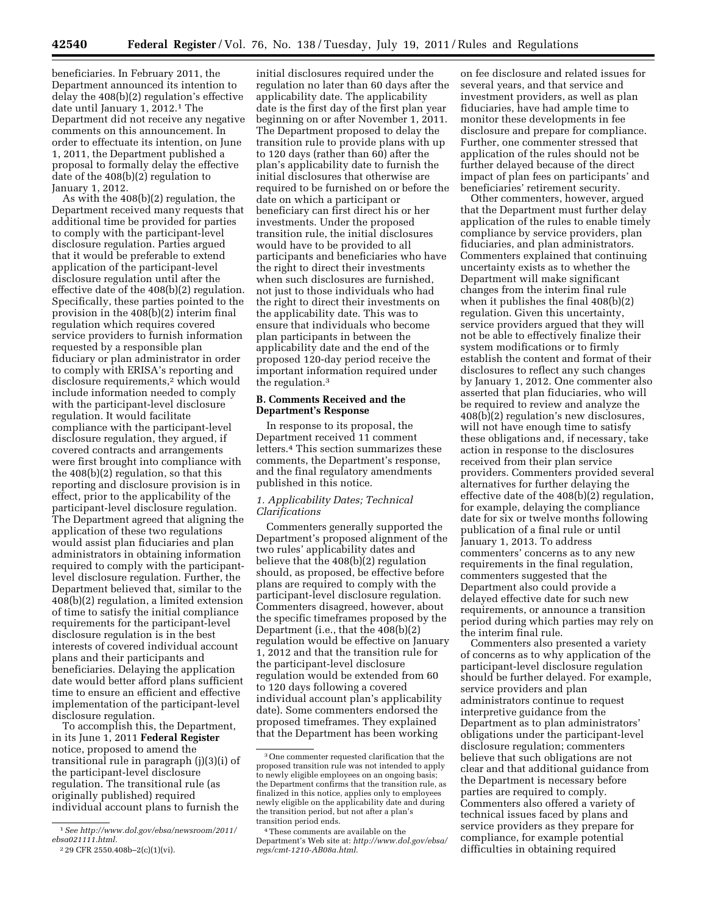beneficiaries. In February 2011, the Department announced its intention to delay the 408(b)(2) regulation's effective date until January 1, 2012.[1] The Department did not receive any negative comments on this announcement. In order to effectuate its intention, on June 1, 2011, the Department published a proposal to formally delay the effective date of the 408(b)(2) regulation to January 1, 2012.

As with the 408(b)(2) regulation, the Department received many requests that additional time be provided for parties to comply with the participant-level disclosure regulation. Parties argued that it would be preferable to extend application of the participant-level disclosure regulation until after the effective date of the 408(b)(2) regulation. Specifically, these parties pointed to the provision in the 408(b)(2) interim final regulation which requires covered service providers to furnish information requested by a responsible plan fiduciary or plan administrator in order to comply with ERISA's reporting and disclosure requirements,[2] which would include information needed to comply with the participant-level disclosure regulation. It would facilitate compliance with the participant-level disclosure regulation, they argued, if covered contracts and arrangements were first brought into compliance with the 408(b)(2) regulation, so that this reporting and disclosure provision is in effect, prior to the applicability of the participant-level disclosure regulation. The Department agreed that aligning the application of these two regulations would assist plan fiduciaries and plan administrators in obtaining information required to comply with the participant-level disclosure regulation. Further, the Department believed that, similar to the 408(b)(2) regulation, a limited extension of time to satisfy the initial compliance requirements for the participant-level disclosure regulation is in the best interests of covered individual account plans and their participants and beneficiaries. Delaying the application date would better afford plans sufficient time to ensure an efficient and effective implementation of the participant-level disclosure regulation.

To accomplish this, the Department, in its June 1, 2011 **Federal Register** notice, proposed to amend the transitional rule in paragraph (j)(3)(i) of the participant-level disclosure regulation. The transitional rule (as originally published) required individual account plans to furnish the initial disclosures required under the regulation no later than 60 days after the applicability date. The applicability date is the first day of the first plan year beginning on or after November 1, 2011. The Department proposed to delay the transition rule to provide plans with up to 120 days (rather than 60) after the plan's applicability date to furnish the initial disclosures that otherwise are required to be furnished on or before the date on which a participant or beneficiary can first direct his or her investments. Under the proposed transition rule, the initial disclosures would have to be provided to all participants and beneficiaries who have the right to direct their investments when such disclosures are furnished, not just to those individuals who had the right to direct their investments on the applicability date. This was to ensure that individuals who become plan participants in between the applicability date and the end of the proposed 120-day period receive the important information required under the regulation.[3]

## B. Comments Received and the Department's Response

In response to its proposal, the Department received 11 comment letters.[4] This section summarizes these comments, the Department's response, and the final regulatory amendments published in this notice.

### *1. Applicability Dates; Technical Clarifications*

Commenters generally supported the Department's proposed alignment of the two rules' applicability dates and believe that the 408(b)(2) regulation should, as proposed, be effective before plans are required to comply with the participant-level disclosure regulation. Commenters disagreed, however, about the specific timeframes proposed by the Department (i.e., that the 408(b)(2) regulation would be effective on January 1, 2012 and that the transition rule for the participant-level disclosure regulation would be extended from 60 to 120 days following a covered individual account plan's applicability date). Some commenters endorsed the proposed timeframes. They explained that the Department has been working on fee disclosure and related issues for several years, and that service and investment providers, as well as plan fiduciaries, have had ample time to monitor these developments in fee disclosure and prepare for compliance. Further, one commenter stressed that application of the rules should not be further delayed because of the direct impact of plan fees on participants' and beneficiaries' retirement security.

Other commenters, however, argued that the Department must further delay application of the rules to enable timely compliance by service providers, plan fiduciaries, and plan administrators. Commenters explained that continuing uncertainty exists as to whether the Department will make significant changes from the interim final rule when it publishes the final 408(b)(2) regulation. Given this uncertainty, service providers argued that they will not be able to effectively finalize their system modifications or to firmly establish the content and format of their disclosures to reflect any such changes by January 1, 2012. One commenter also asserted that plan fiduciaries, who will be required to review and analyze the 408(b)(2) regulation's new disclosures, will not have enough time to satisfy these obligations and, if necessary, take action in response to the disclosures received from their plan service providers. Commenters provided several alternatives for further delaying the effective date of the 408(b)(2) regulation, for example, delaying the compliance date for six or twelve months following publication of a final rule or until January 1, 2013. To address commenters' concerns as to any new requirements in the final regulation, commenters suggested that the Department also could provide a delayed effective date for such new requirements, or announce a transition period during which parties may rely on the interim final rule.

Commenters also presented a variety of concerns as to why application of the participant-level disclosure regulation should be further delayed. For example, service providers and plan administrators continue to request interpretive guidance from the Department as to plan administrators' obligations under the participant-level disclosure regulation; commenters believe that such obligations are not clear and that additional guidance from the Department is necessary before parties are required to comply. Commenters also offered a variety of technical issues faced by plans and service providers as they prepare for compliance, for example potential difficulties in obtaining required

---

[1] *See http://www.dol.gov/ebsa/newsroom/2011/ebsa021111.html.*

[2] 29 CFR 2550.408b–2(c)(1)(vi).

[3] One commenter requested clarification that the proposed transition rule was not intended to apply to newly eligible employees on an ongoing basis; the Department confirms that the transition rule, as finalized in this notice, applies only to employees newly eligible on the applicability date and during the transition period, but not after a plan's transition period ends.

[4] These comments are available on the Department's Web site at: *http://www.dol.gov/ebsa/regs/cmt-1210-AB08a.html.*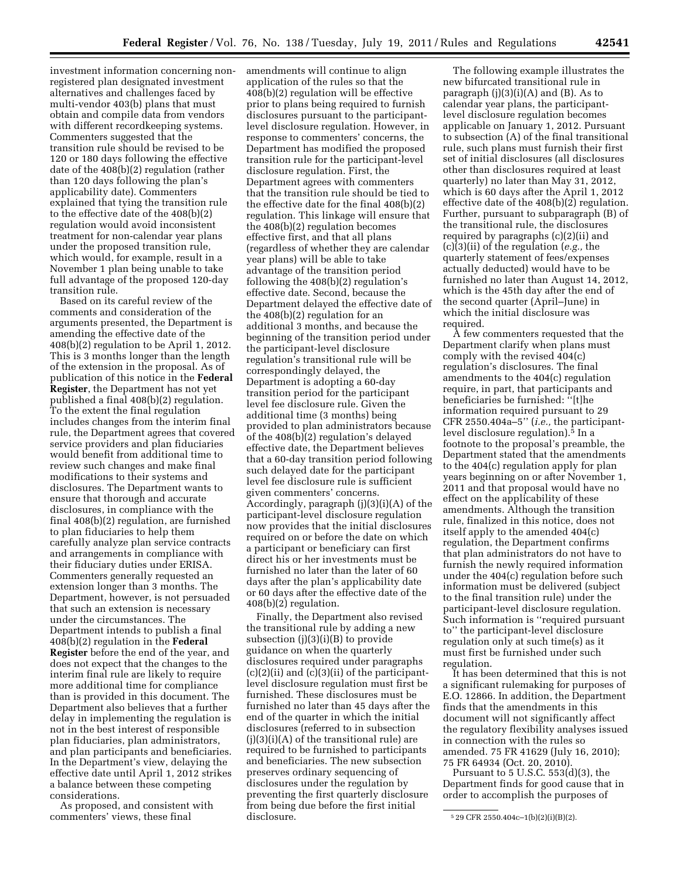investment information concerning non-registered plan designated investment alternatives and challenges faced by multi-vendor 403(b) plans that must obtain and compile data from vendors with different recordkeeping systems. Commenters suggested that the transition rule should be revised to be 120 or 180 days following the effective date of the 408(b)(2) regulation (rather than 120 days following the plan's applicability date). Commenters explained that tying the transition rule to the effective date of the 408(b)(2) regulation would avoid inconsistent treatment for non-calendar year plans under the proposed transition rule, which would, for example, result in a November 1 plan being unable to take full advantage of the proposed 120-day transition rule.

Based on its careful review of the comments and consideration of the arguments presented, the Department is amending the effective date of the 408(b)(2) regulation to be April 1, 2012. This is 3 months longer than the length of the extension in the proposal. As of publication of this notice in the **Federal Register**, the Department has not yet published a final 408(b)(2) regulation. To the extent the final regulation includes changes from the interim final rule, the Department agrees that covered service providers and plan fiduciaries would benefit from additional time to review such changes and make final modifications to their systems and disclosures. The Department wants to ensure that thorough and accurate disclosures, in compliance with the final 408(b)(2) regulation, are furnished to plan fiduciaries to help them carefully analyze plan service contracts and arrangements in compliance with their fiduciary duties under ERISA. Commenters generally requested an extension longer than 3 months. The Department, however, is not persuaded that such an extension is necessary under the circumstances. The Department intends to publish a final 408(b)(2) regulation in the **Federal Register** before the end of the year, and does not expect that the changes to the interim final rule are likely to require more additional time for compliance than is provided in this document. The Department also believes that a further delay in implementing the regulation is not in the best interest of responsible plan fiduciaries, plan administrators, and plan participants and beneficiaries. In the Department's view, delaying the effective date until April 1, 2012 strikes a balance between these competing considerations.

As proposed, and consistent with commenters' views, these final amendments will continue to align application of the rules so that the 408(b)(2) regulation will be effective prior to plans being required to furnish disclosures pursuant to the participant-level disclosure regulation. However, in response to commenters' concerns, the Department has modified the proposed transition rule for the participant-level disclosure regulation. First, the Department agrees with commenters that the transition rule should be tied to the effective date for the final 408(b)(2) regulation. This linkage will ensure that the 408(b)(2) regulation becomes effective first, and that all plans (regardless of whether they are calendar year plans) will be able to take advantage of the transition period following the 408(b)(2) regulation's effective date. Second, because the Department delayed the effective date of the 408(b)(2) regulation for an additional 3 months, and because the beginning of the transition period under the participant-level disclosure regulation's transitional rule will be correspondingly delayed, the Department is adopting a 60-day transition period for the participant level fee disclosure rule. Given the additional time (3 months) being provided to plan administrators because of the 408(b)(2) regulation's delayed effective date, the Department believes that a 60-day transition period following such delayed date for the participant level fee disclosure rule is sufficient given commenters' concerns. Accordingly, paragraph (j)(3)(i)(A) of the participant-level disclosure regulation now provides that the initial disclosures required on or before the date on which a participant or beneficiary can first direct his or her investments must be furnished no later than the later of 60 days after the plan's applicability date or 60 days after the effective date of the 408(b)(2) regulation.

Finally, the Department also revised the transitional rule by adding a new subsection (j)(3)(i)(B) to provide guidance on when the quarterly disclosures required under paragraphs (c)(2)(ii) and (c)(3)(ii) of the participant-level disclosure regulation must first be furnished. These disclosures must be furnished no later than 45 days after the end of the quarter in which the initial disclosures (referred to in subsection (j)(3)(i)(A) of the transitional rule) are required to be furnished to participants and beneficiaries. The new subsection preserves ordinary sequencing of disclosures under the regulation by preventing the first quarterly disclosure from being due before the first initial disclosure.

The following example illustrates the new bifurcated transitional rule in paragraph (j)(3)(i)(A) and (B). As to calendar year plans, the participant-level disclosure regulation becomes applicable on January 1, 2012. Pursuant to subsection (A) of the final transitional rule, such plans must furnish their first set of initial disclosures (all disclosures other than disclosures required at least quarterly) no later than May 31, 2012, which is 60 days after the April 1, 2012 effective date of the 408(b)(2) regulation. Further, pursuant to subparagraph (B) of the transitional rule, the disclosures required by paragraphs (c)(2)(ii) and (c)(3)(ii) of the regulation (*e.g.,* the quarterly statement of fees/expenses actually deducted) would have to be furnished no later than August 14, 2012, which is the 45th day after the end of the second quarter (April–June) in which the initial disclosure was required.

A few commenters requested that the Department clarify when plans must comply with the revised 404(c) regulation's disclosures. The final amendments to the 404(c) regulation require, in part, that participants and beneficiaries be furnished: ''[t]he information required pursuant to 29 CFR 2550.404a–5'' (*i.e.,* the participant-level disclosure regulation).[5] In a footnote to the proposal's preamble, the Department stated that the amendments to the 404(c) regulation apply for plan years beginning on or after November 1, 2011 and that proposal would have no effect on the applicability of these amendments. Although the transition rule, finalized in this notice, does not itself apply to the amended 404(c) regulation, the Department confirms that plan administrators do not have to furnish the newly required information under the 404(c) regulation before such information must be delivered (subject to the final transition rule) under the participant-level disclosure regulation. Such information is ''required pursuant to'' the participant-level disclosure regulation only at such time(s) as it must first be furnished under such regulation.

It has been determined that this is not a significant rulemaking for purposes of E.O. 12866. In addition, the Department finds that the amendments in this document will not significantly affect the regulatory flexibility analyses issued in connection with the rules so amended. 75 FR 41629 (July 16, 2010); 75 FR 64934 (Oct. 20, 2010).

Pursuant to 5 U.S.C. 553(d)(3), the Department finds for good cause that in order to accomplish the purposes of

[5] 29 CFR 2550.404c–1(b)(2)(i)(B)(2).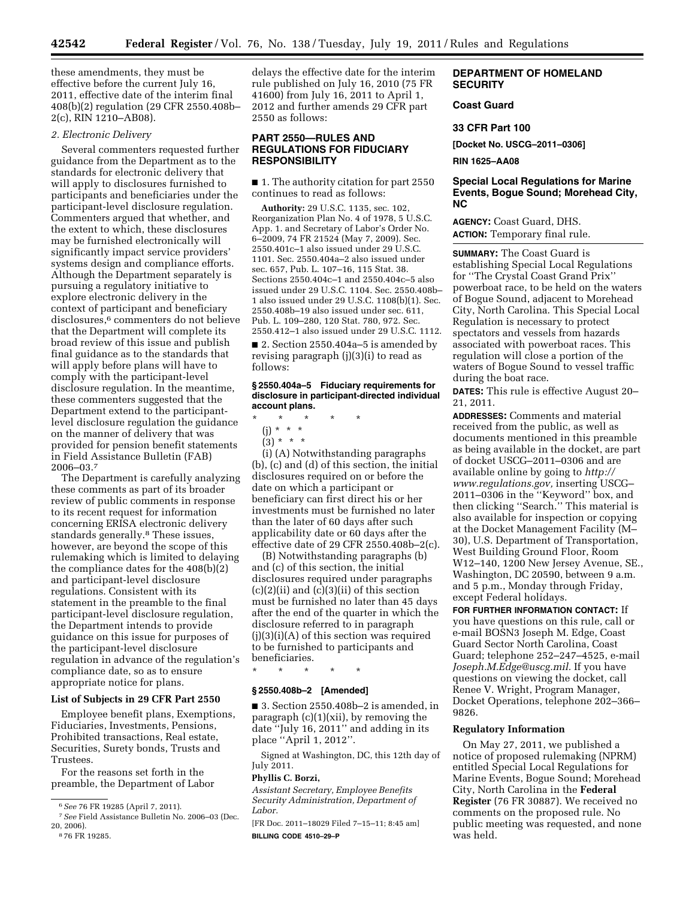these amendments, they must be effective before the current July 16, 2011, effective date of the interim final 408(b)(2) regulation (29 CFR 2550.408b–2(c), RIN 1210–AB08).

*2. Electronic Delivery*

Several commenters requested further guidance from the Department as to the standards for electronic delivery that will apply to disclosures furnished to participants and beneficiaries under the participant-level disclosure regulation. Commenters argued that whether, and the extent to which, these disclosures may be furnished electronically will significantly impact service providers' systems design and compliance efforts. Although the Department separately is pursuing a regulatory initiative to explore electronic delivery in the context of participant and beneficiary disclosures,[6] commenters do not believe that the Department will complete its broad review of this issue and publish final guidance as to the standards that will apply before plans will have to comply with the participant-level disclosure regulation. In the meantime, these commenters suggested that the Department extend to the participant-level disclosure regulation the guidance on the manner of delivery that was provided for pension benefit statements in Field Assistance Bulletin (FAB) 2006–03.[7]

The Department is carefully analyzing these comments as part of its broader review of public comments in response to its recent request for information concerning ERISA electronic delivery standards generally.[8] These issues, however, are beyond the scope of this rulemaking which is limited to delaying the compliance dates for the 408(b)(2) and participant-level disclosure regulations. Consistent with its statement in the preamble to the final participant-level disclosure regulation, the Department intends to provide guidance on this issue for purposes of the participant-level disclosure regulation in advance of the regulation's compliance date, so as to ensure appropriate notice for plans.

**List of Subjects in 29 CFR Part 2550**

Employee benefit plans, Exemptions, Fiduciaries, Investments, Pensions, Prohibited transactions, Real estate, Securities, Surety bonds, Trusts and Trustees.

For the reasons set forth in the preamble, the Department of Labor delays the effective date for the interim rule published on July 16, 2010 (75 FR 41600) from July 16, 2011 to April 1, 2012 and further amends 29 CFR part 2550 as follows:

## PART 2550—RULES AND REGULATIONS FOR FIDUCIARY RESPONSIBILITY

■ 1. The authority citation for part 2550 continues to read as follows:

**Authority:** 29 U.S.C. 1135, sec. 102, Reorganization Plan No. 4 of 1978, 5 U.S.C. App. 1. and Secretary of Labor's Order No. 6–2009, 74 FR 21524 (May 7, 2009). Sec. 2550.401c–1 also issued under 29 U.S.C. 1101. Sec. 2550.404a–2 also issued under sec. 657, Pub. L. 107–16, 115 Stat. 38. Sections 2550.404c–1 and 2550.404c–5 also issued under 29 U.S.C. 1104. Sec. 2550.408b–1 also issued under 29 U.S.C. 1108(b)(1). Sec. 2550.408b–19 also issued under sec. 611, Pub. L. 109–280, 120 Stat. 780, 972. Sec. 2550.412–1 also issued under 29 U.S.C. 1112.

■ 2. Section 2550.404a–5 is amended by revising paragraph (j)(3)(i) to read as follows:

### § 2550.404a–5 Fiduciary requirements for disclosure in participant-directed individual account plans.

\* \* \* \* \*

(j) \* \* \*

(3) \* \* \*

(i) (A) Notwithstanding paragraphs (b), (c) and (d) of this section, the initial disclosures required on or before the date on which a participant or beneficiary can first direct his or her investments must be furnished no later than the later of 60 days after such applicability date or 60 days after the effective date of 29 CFR 2550.408b–2(c).

(B) Notwithstanding paragraphs (b) and (c) of this section, the initial disclosures required under paragraphs (c)(2)(ii) and (c)(3)(ii) of this section must be furnished no later than 45 days after the end of the quarter in which the disclosure referred to in paragraph (j)(3)(i)(A) of this section was required to be furnished to participants and beneficiaries.

\* \* \* \* \*

### § 2550.408b–2 [Amended]

■ 3. Section 2550.408b–2 is amended, in paragraph (c)(1)(xii), by removing the date ''July 16, 2011'' and adding in its place ''April 1, 2012''.

Signed at Washington, DC, this 12th day of July 2011.

**Phyllis C. Borzi,**

*Assistant Secretary, Employee Benefits Security Administration, Department of Labor.*

[FR Doc. 2011–18029 Filed 7–15–11; 8:45 am]

**BILLING CODE 4510–29–P**

[6] *See* 76 FR 19285 (April 7, 2011).

[7] *See* Field Assistance Bulletin No. 2006–03 (Dec. 20, 2006).

[8] 76 FR 19285.

## DEPARTMENT OF HOMELAND SECURITY

### Coast Guard

### 33 CFR Part 100

**[Docket No. USCG–2011–0306]**

**RIN 1625–AA08**

### Special Local Regulations for Marine Events, Bogue Sound; Morehead City, NC

**AGENCY:** Coast Guard, DHS.

**ACTION:** Temporary final rule.

**SUMMARY:** The Coast Guard is establishing Special Local Regulations for ''The Crystal Coast Grand Prix'' powerboat race, to be held on the waters of Bogue Sound, adjacent to Morehead City, North Carolina. This Special Local Regulation is necessary to protect spectators and vessels from hazards associated with powerboat races. This regulation will close a portion of the waters of Bogue Sound to vessel traffic during the boat race.

**DATES:** This rule is effective August 20–21, 2011.

**ADDRESSES:** Comments and material received from the public, as well as documents mentioned in this preamble as being available in the docket, are part of docket USCG–2011–0306 and are available online by going to *http://www.regulations.gov,* inserting USCG–2011–0306 in the ''Keyword'' box, and then clicking ''Search.'' This material is also available for inspection or copying at the Docket Management Facility (M–30), U.S. Department of Transportation, West Building Ground Floor, Room W12–140, 1200 New Jersey Avenue, SE., Washington, DC 20590, between 9 a.m. and 5 p.m., Monday through Friday, except Federal holidays.

**FOR FURTHER INFORMATION CONTACT:** If you have questions on this rule, call or e-mail BOSN3 Joseph M. Edge, Coast Guard Sector North Carolina, Coast Guard; telephone 252–247–4525, e-mail *Joseph.M.Edge@uscg.mil.* If you have questions on viewing the docket, call Renee V. Wright, Program Manager, Docket Operations, telephone 202–366–9826.

**Regulatory Information**

On May 27, 2011, we published a notice of proposed rulemaking (NPRM) entitled Special Local Regulations for Marine Events, Bogue Sound; Morehead City, North Carolina in the **Federal Register** (76 FR 30887). We received no comments on the proposed rule. No public meeting was requested, and none was held.